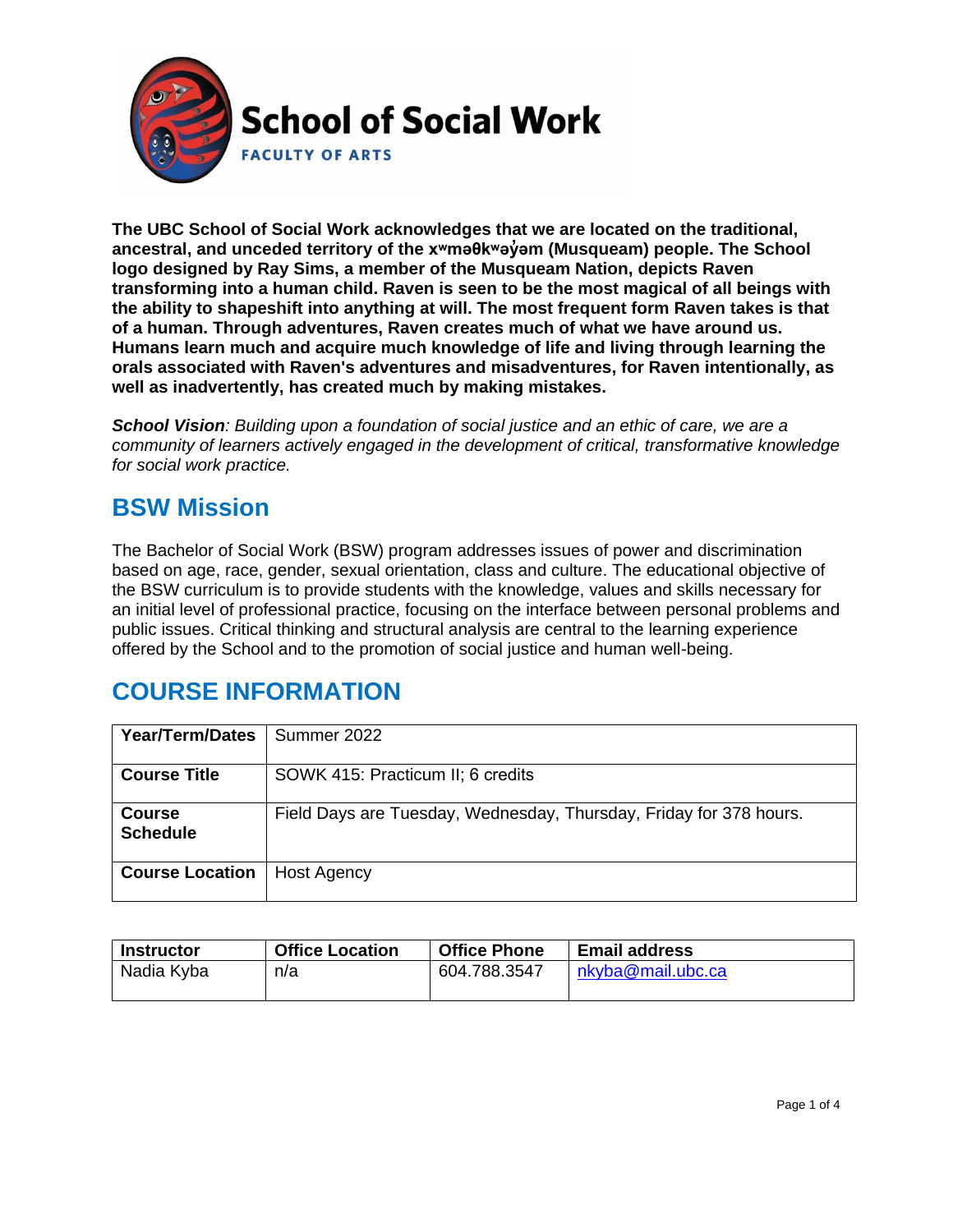# School of Social Work

FACULTY OF ARTS

**The UBC School of Social Work acknowledges that we are located on the traditional, ancestral, and unceded territory of the xʷməθkʷəy̓əm (Musqueam) people. The School logo designed by Ray Sims, a member of the Musqueam Nation, depicts Raven transforming into a human child. Raven is seen to be the most magical of all beings with the ability to shapeshift into anything at will. The most frequent form Raven takes is that of a human. Through adventures, Raven creates much of what we have around us. Humans learn much and acquire much knowledge of life and living through learning the orals associated with Raven's adventures and misadventures, for Raven intentionally, as well as inadvertently, has created much by making mistakes.**

***School Vision****: Building upon a foundation of social justice and an ethic of care, we are a community of learners actively engaged in the development of critical, transformative knowledge for social work practice.*

## BSW Mission

The Bachelor of Social Work (BSW) program addresses issues of power and discrimination based on age, race, gender, sexual orientation, class and culture. The educational objective of the BSW curriculum is to provide students with the knowledge, values and skills necessary for an initial level of professional practice, focusing on the interface between personal problems and public issues. Critical thinking and structural analysis are central to the learning experience offered by the School and to the promotion of social justice and human well-being.

## COURSE INFORMATION

| **Year/Term/Dates** | Summer 2022 |
|---|---|
| **Course Title** | SOWK 415: Practicum II; 6 credits |
| **Course Schedule** | Field Days are Tuesday, Wednesday, Thursday, Friday for 378 hours. |
| **Course Location** | Host Agency |

| Instructor | Office Location | Office Phone | Email address |
|---|---|---|---|
| Nadia Kyba | n/a | 604.788.3547 | nkyba@mail.ubc.ca |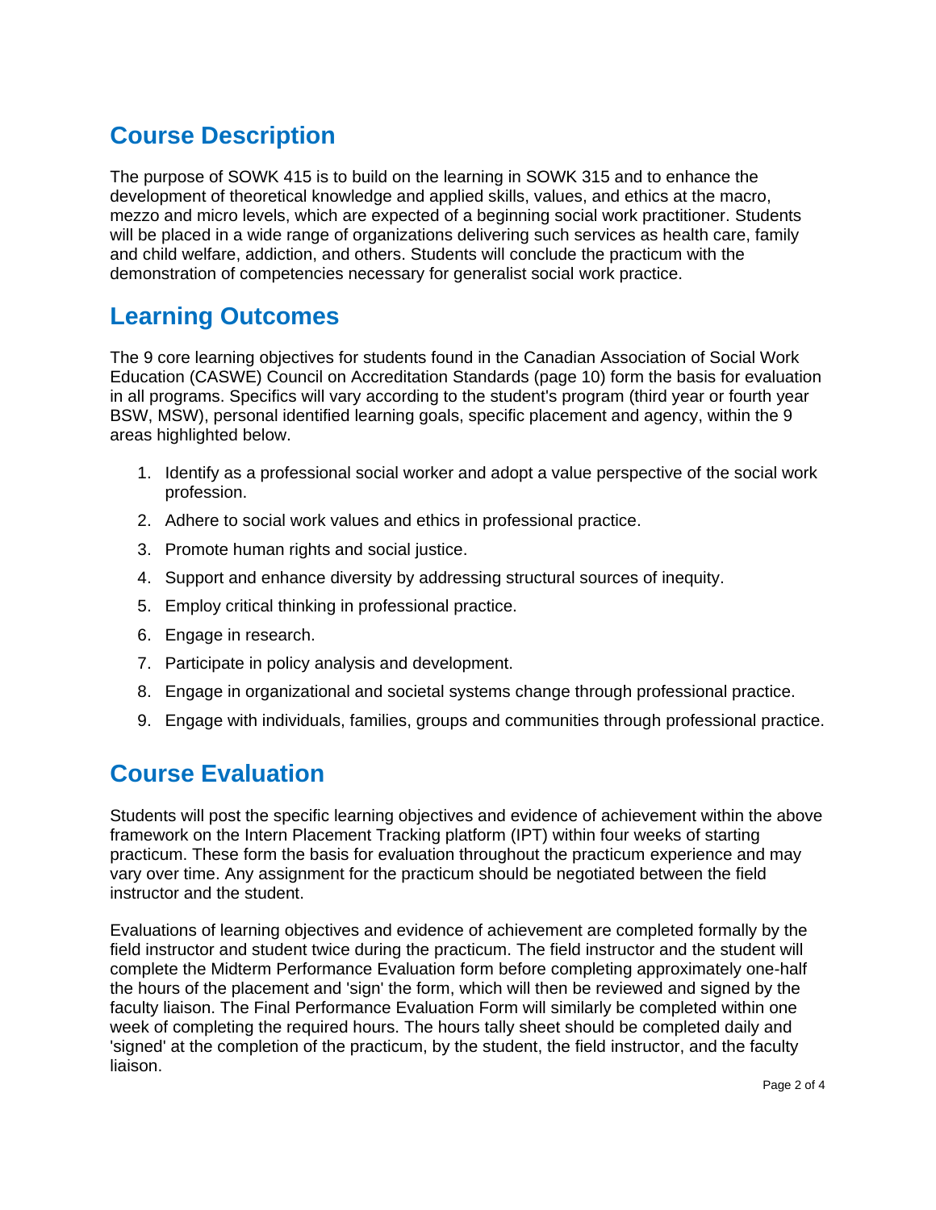## Course Description

The purpose of SOWK 415 is to build on the learning in SOWK 315 and to enhance the development of theoretical knowledge and applied skills, values, and ethics at the macro, mezzo and micro levels, which are expected of a beginning social work practitioner. Students will be placed in a wide range of organizations delivering such services as health care, family and child welfare, addiction, and others. Students will conclude the practicum with the demonstration of competencies necessary for generalist social work practice.

## Learning Outcomes

The 9 core learning objectives for students found in the Canadian Association of Social Work Education (CASWE) Council on Accreditation Standards (page 10) form the basis for evaluation in all programs. Specifics will vary according to the student's program (third year or fourth year BSW, MSW), personal identified learning goals, specific placement and agency, within the 9 areas highlighted below.

1. Identify as a professional social worker and adopt a value perspective of the social work profession.
2. Adhere to social work values and ethics in professional practice.
3. Promote human rights and social justice.
4. Support and enhance diversity by addressing structural sources of inequity.
5. Employ critical thinking in professional practice.
6. Engage in research.
7. Participate in policy analysis and development.
8. Engage in organizational and societal systems change through professional practice.
9. Engage with individuals, families, groups and communities through professional practice.

## Course Evaluation

Students will post the specific learning objectives and evidence of achievement within the above framework on the Intern Placement Tracking platform (IPT) within four weeks of starting practicum. These form the basis for evaluation throughout the practicum experience and may vary over time. Any assignment for the practicum should be negotiated between the field instructor and the student.

Evaluations of learning objectives and evidence of achievement are completed formally by the field instructor and student twice during the practicum. The field instructor and the student will complete the Midterm Performance Evaluation form before completing approximately one-half the hours of the placement and 'sign' the form, which will then be reviewed and signed by the faculty liaison. The Final Performance Evaluation Form will similarly be completed within one week of completing the required hours. The hours tally sheet should be completed daily and 'signed' at the completion of the practicum, by the student, the field instructor, and the faculty liaison.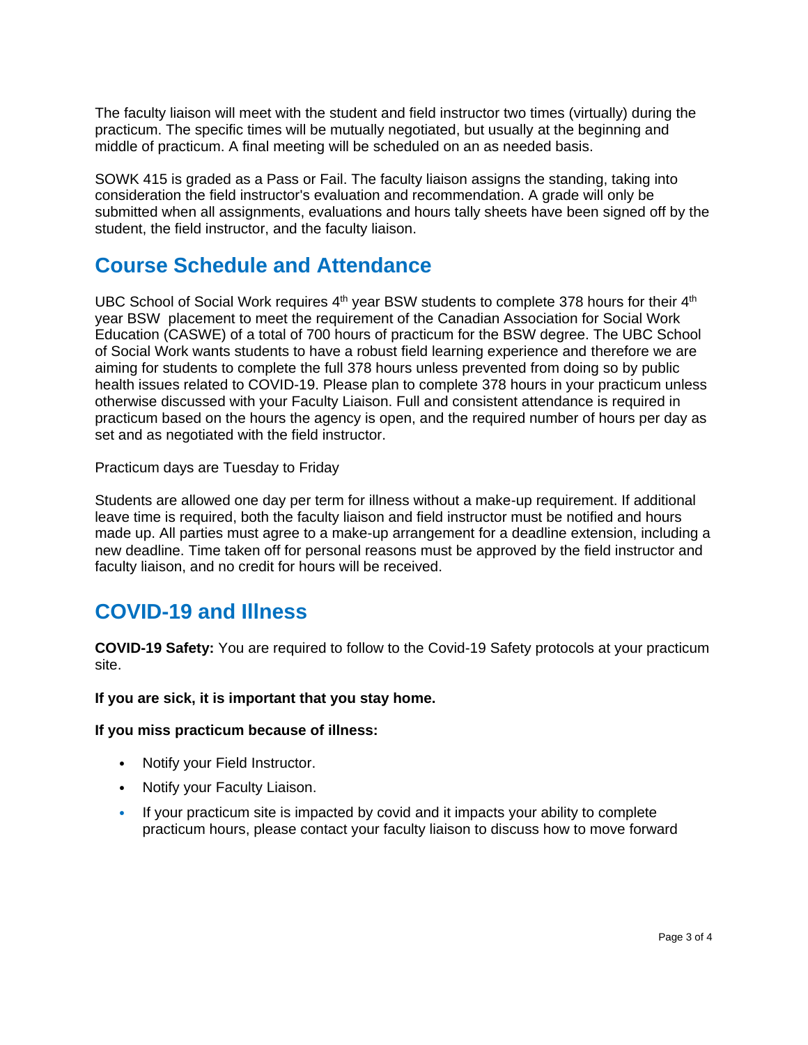The faculty liaison will meet with the student and field instructor two times (virtually) during the practicum. The specific times will be mutually negotiated, but usually at the beginning and middle of practicum. A final meeting will be scheduled on an as needed basis.

SOWK 415 is graded as a Pass or Fail. The faculty liaison assigns the standing, taking into consideration the field instructor's evaluation and recommendation. A grade will only be submitted when all assignments, evaluations and hours tally sheets have been signed off by the student, the field instructor, and the faculty liaison.

## Course Schedule and Attendance

UBC School of Social Work requires 4th year BSW students to complete 378 hours for their 4th year BSW placement to meet the requirement of the Canadian Association for Social Work Education (CASWE) of a total of 700 hours of practicum for the BSW degree. The UBC School of Social Work wants students to have a robust field learning experience and therefore we are aiming for students to complete the full 378 hours unless prevented from doing so by public health issues related to COVID-19. Please plan to complete 378 hours in your practicum unless otherwise discussed with your Faculty Liaison. Full and consistent attendance is required in practicum based on the hours the agency is open, and the required number of hours per day as set and as negotiated with the field instructor.

Practicum days are Tuesday to Friday

Students are allowed one day per term for illness without a make-up requirement. If additional leave time is required, both the faculty liaison and field instructor must be notified and hours made up. All parties must agree to a make-up arrangement for a deadline extension, including a new deadline. Time taken off for personal reasons must be approved by the field instructor and faculty liaison, and no credit for hours will be received.

## COVID-19 and Illness

**COVID-19 Safety:** You are required to follow to the Covid-19 Safety protocols at your practicum site.

**If you are sick, it is important that you stay home.**

**If you miss practicum because of illness:**

- Notify your Field Instructor.
- Notify your Faculty Liaison.
- If your practicum site is impacted by covid and it impacts your ability to complete practicum hours, please contact your faculty liaison to discuss how to move forward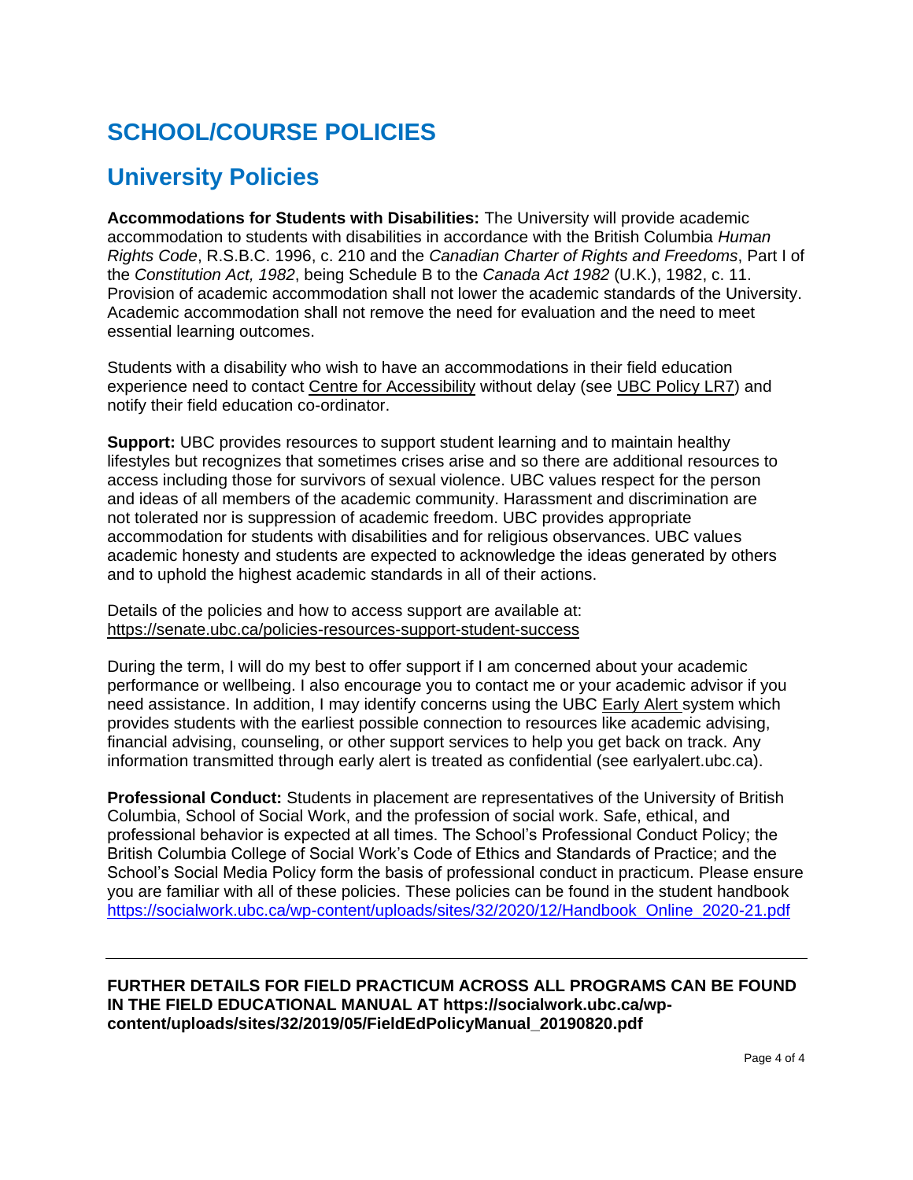# SCHOOL/COURSE POLICIES

## University Policies

**Accommodations for Students with Disabilities:** The University will provide academic accommodation to students with disabilities in accordance with the British Columbia *Human Rights Code*, R.S.B.C. 1996, c. 210 and the *Canadian Charter of Rights and Freedoms*, Part I of the *Constitution Act, 1982*, being Schedule B to the *Canada Act 1982* (U.K.), 1982, c. 11. Provision of academic accommodation shall not lower the academic standards of the University. Academic accommodation shall not remove the need for evaluation and the need to meet essential learning outcomes.

Students with a disability who wish to have an accommodations in their field education experience need to contact Centre for Accessibility without delay (see UBC Policy LR7) and notify their field education co-ordinator.

**Support:** UBC provides resources to support student learning and to maintain healthy lifestyles but recognizes that sometimes crises arise and so there are additional resources to access including those for survivors of sexual violence. UBC values respect for the person and ideas of all members of the academic community. Harassment and discrimination are not tolerated nor is suppression of academic freedom. UBC provides appropriate accommodation for students with disabilities and for religious observances. UBC values academic honesty and students are expected to acknowledge the ideas generated by others and to uphold the highest academic standards in all of their actions.

Details of the policies and how to access support are available at: https://senate.ubc.ca/policies-resources-support-student-success

During the term, I will do my best to offer support if I am concerned about your academic performance or wellbeing. I also encourage you to contact me or your academic advisor if you need assistance. In addition, I may identify concerns using the UBC Early Alert system which provides students with the earliest possible connection to resources like academic advising, financial advising, counseling, or other support services to help you get back on track. Any information transmitted through early alert is treated as confidential (see earlyalert.ubc.ca).

**Professional Conduct:** Students in placement are representatives of the University of British Columbia, School of Social Work, and the profession of social work. Safe, ethical, and professional behavior is expected at all times. The School's Professional Conduct Policy; the British Columbia College of Social Work's Code of Ethics and Standards of Practice; and the School's Social Media Policy form the basis of professional conduct in practicum. Please ensure you are familiar with all of these policies. These policies can be found in the student handbook https://socialwork.ubc.ca/wp-content/uploads/sites/32/2020/12/Handbook_Online_2020-21.pdf

---

**FURTHER DETAILS FOR FIELD PRACTICUM ACROSS ALL PROGRAMS CAN BE FOUND IN THE FIELD EDUCATIONAL MANUAL AT https://socialwork.ubc.ca/wp-content/uploads/sites/32/2019/05/FieldEdPolicyManual_20190820.pdf**